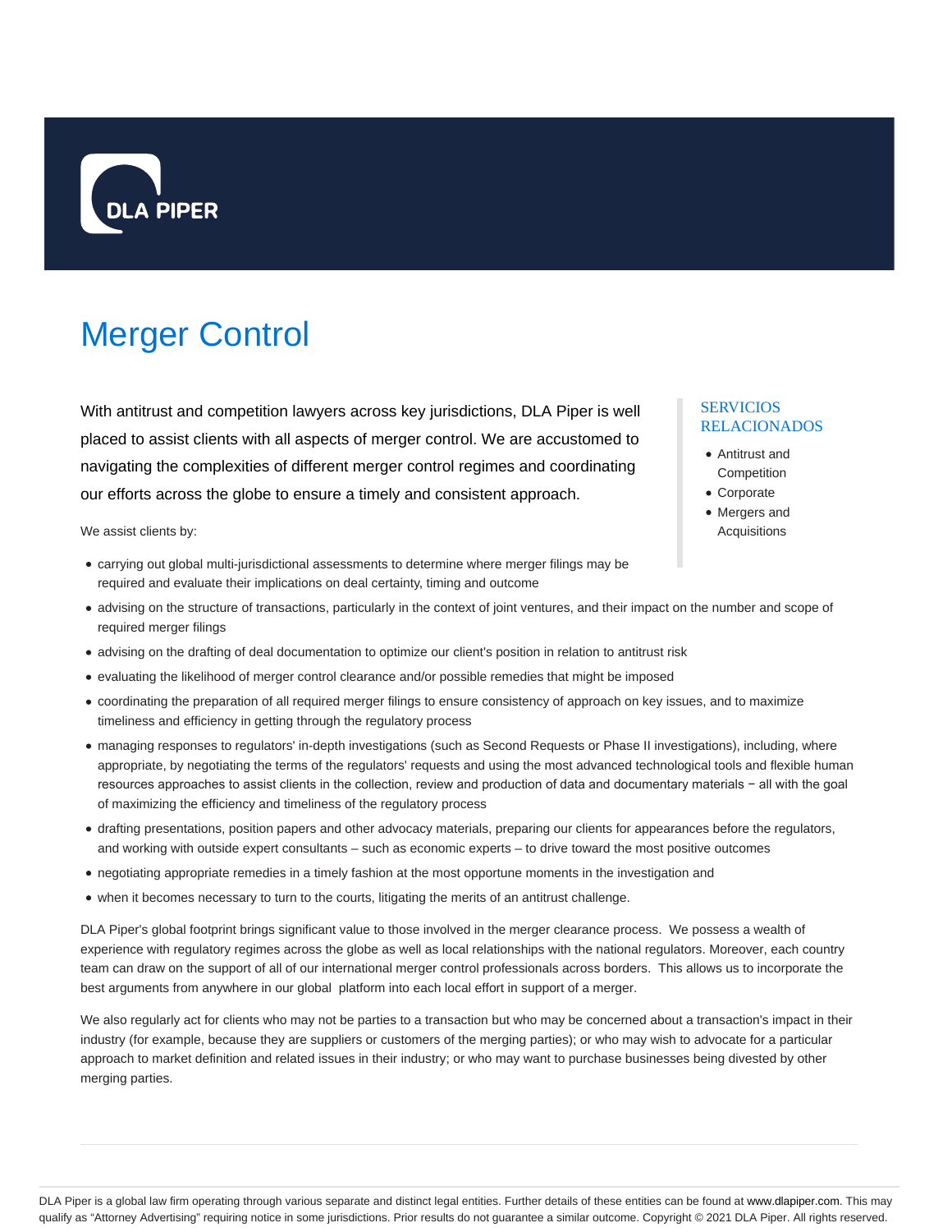DLA PIPER

# Merger Control

With antitrust and competition lawyers across key jurisdictions, DLA Piper is well placed to assist clients with all aspects of merger control. We are accustomed to navigating the complexities of different merger control regimes and coordinating our efforts across the globe to ensure a timely and consistent approach.

We assist clients by:

- carrying out global multi-jurisdictional assessments to determine where merger filings may be required and evaluate their implications on deal certainty, timing and outcome
- advising on the structure of transactions, particularly in the context of joint ventures, and their impact on the number and scope of required merger filings
- advising on the drafting of deal documentation to optimize our client's position in relation to antitrust risk
- evaluating the likelihood of merger control clearance and/or possible remedies that might be imposed
- coordinating the preparation of all required merger filings to ensure consistency of approach on key issues, and to maximize timeliness and efficiency in getting through the regulatory process
- managing responses to regulators' in-depth investigations (such as Second Requests or Phase II investigations), including, where appropriate, by negotiating the terms of the regulators' requests and using the most advanced technological tools and flexible human resources approaches to assist clients in the collection, review and production of data and documentary materials − all with the goal of maximizing the efficiency and timeliness of the regulatory process
- drafting presentations, position papers and other advocacy materials, preparing our clients for appearances before the regulators, and working with outside expert consultants – such as economic experts – to drive toward the most positive outcomes
- negotiating appropriate remedies in a timely fashion at the most opportune moments in the investigation and
- when it becomes necessary to turn to the courts, litigating the merits of an antitrust challenge.

DLA Piper's global footprint brings significant value to those involved in the merger clearance process. We possess a wealth of experience with regulatory regimes across the globe as well as local relationships with the national regulators. Moreover, each country team can draw on the support of all of our international merger control professionals across borders. This allows us to incorporate the best arguments from anywhere in our global platform into each local effort in support of a merger.

We also regularly act for clients who may not be parties to a transaction but who may be concerned about a transaction's impact in their industry (for example, because they are suppliers or customers of the merging parties); or who may wish to advocate for a particular approach to market definition and related issues in their industry; or who may want to purchase businesses being divested by other merging parties.

## SERVICIOS RELACIONADOS

- Antitrust and Competition
- Corporate
- Mergers and Acquisitions

DLA Piper is a global law firm operating through various separate and distinct legal entities. Further details of these entities can be found at www.dlapiper.com. This may qualify as "Attorney Advertising" requiring notice in some jurisdictions. Prior results do not guarantee a similar outcome. Copyright © 2021 DLA Piper. All rights reserved.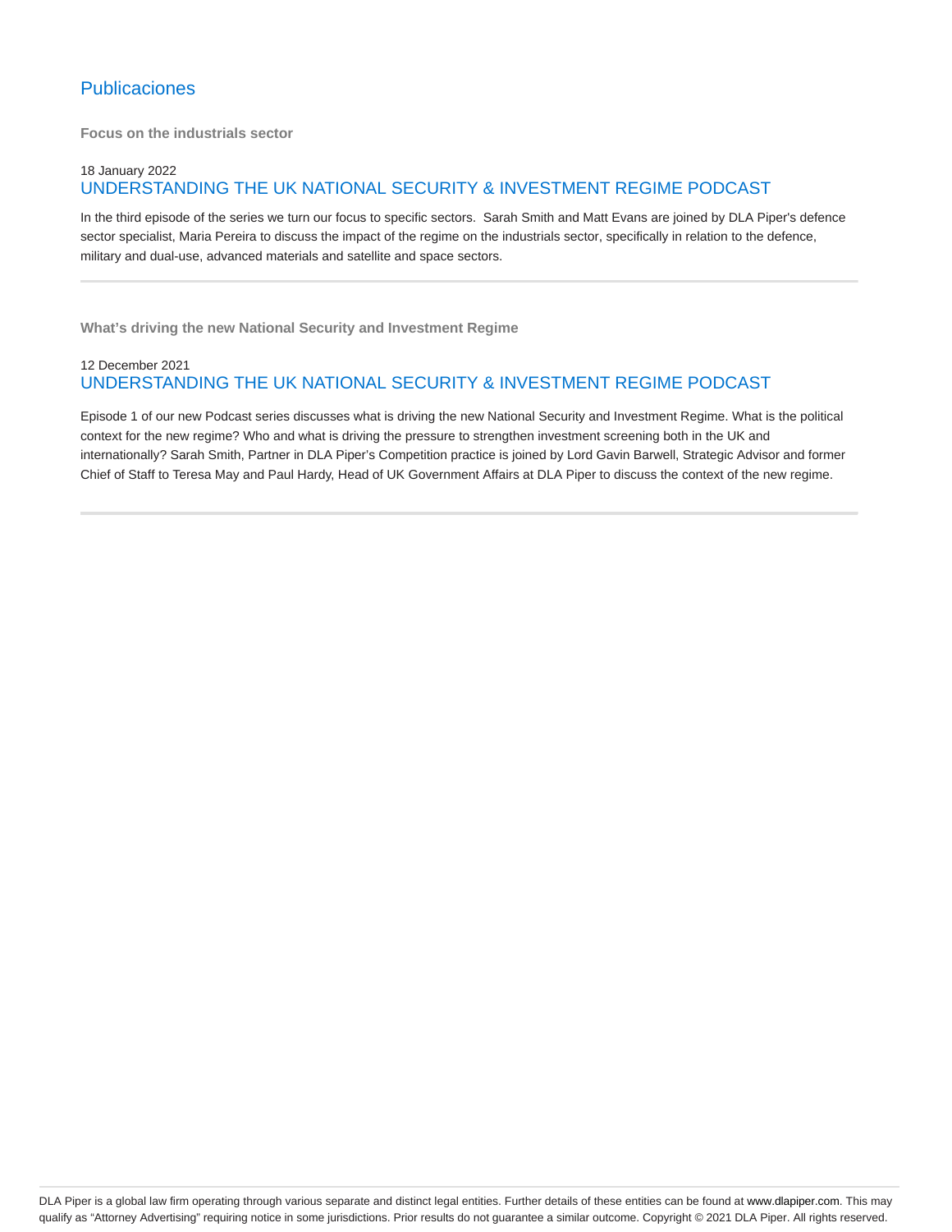## Publicaciones

**Focus on the industrials sector**

18 January 2022

### UNDERSTANDING THE UK NATIONAL SECURITY & INVESTMENT REGIME PODCAST

In the third episode of the series we turn our focus to specific sectors. Sarah Smith and Matt Evans are joined by DLA Piper's defence sector specialist, Maria Pereira to discuss the impact of the regime on the industrials sector, specifically in relation to the defence, military and dual-use, advanced materials and satellite and space sectors.

---

**What's driving the new National Security and Investment Regime**

12 December 2021

### UNDERSTANDING THE UK NATIONAL SECURITY & INVESTMENT REGIME PODCAST

Episode 1 of our new Podcast series discusses what is driving the new National Security and Investment Regime. What is the political context for the new regime? Who and what is driving the pressure to strengthen investment screening both in the UK and internationally? Sarah Smith, Partner in DLA Piper's Competition practice is joined by Lord Gavin Barwell, Strategic Advisor and former Chief of Staff to Teresa May and Paul Hardy, Head of UK Government Affairs at DLA Piper to discuss the context of the new regime.

---

DLA Piper is a global law firm operating through various separate and distinct legal entities. Further details of these entities can be found at www.dlapiper.com. This may qualify as "Attorney Advertising" requiring notice in some jurisdictions. Prior results do not guarantee a similar outcome. Copyright © 2021 DLA Piper. All rights reserved.